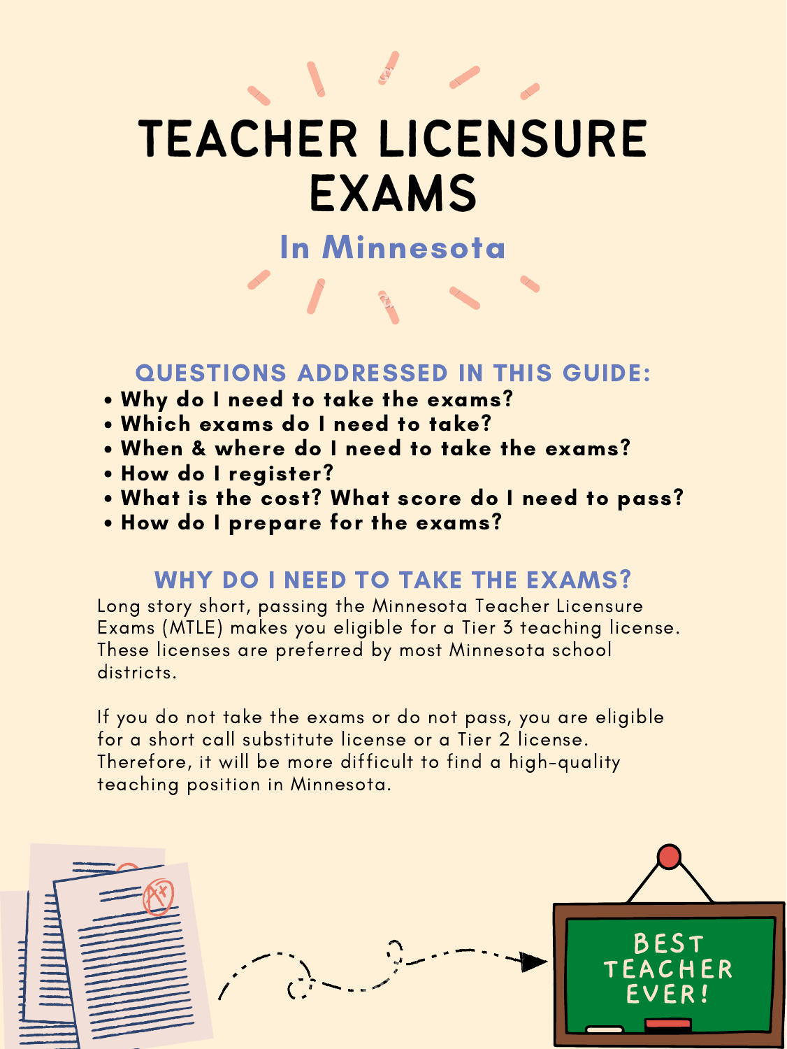# TEACHER LICENSURE EXAMS

## In Minnesota

### QUESTIONS ADDRESSED IN THIS GUIDE:

- **Why do I need to take the exams?**
- **Which exams do I need to take?**
- **When & where do I need to take the exams?**
- **How do I register?**
- **What is the cost? What score do I need to pass?**
- **How do I prepare for the exams?**

### WHY DO I NEED TO TAKE THE EXAMS?

Long story short, passing the Minnesota Teacher Licensure Exams (MTLE) makes you eligible for a Tier 3 teaching license. These licenses are preferred by most Minnesota school districts.

If you do not take the exams or do not pass, you are eligible for a short call substitute license or a Tier 2 license. Therefore, it will be more difficult to find a high-quality teaching position in Minnesota.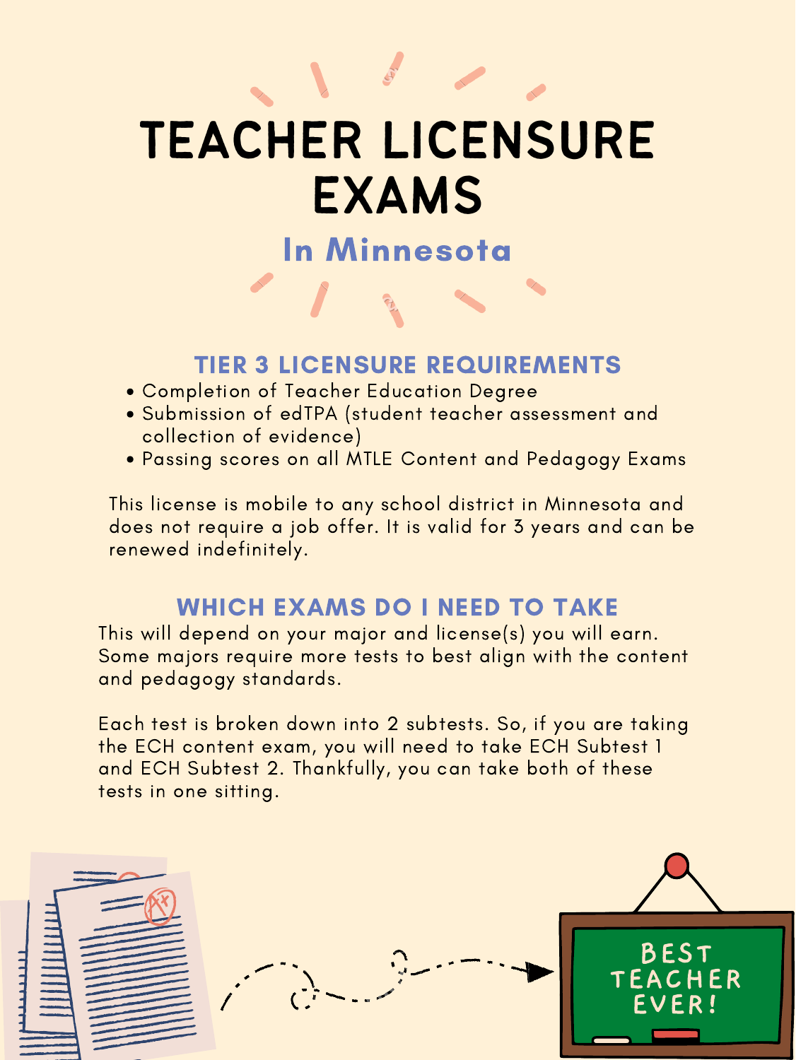# TEACHER LICENSURE EXAMS

## In Minnesota

### TIER 3 LICENSURE REQUIREMENTS

- Completion of Teacher Education Degree
- Submission of edTPA (student teacher assessment and collection of evidence)
- Passing scores on all MTLE Content and Pedagogy Exams

This license is mobile to any school district in Minnesota and does not require a job offer. It is valid for 3 years and can be renewed indefinitely.

### WHICH EXAMS DO I NEED TO TAKE

This will depend on your major and license(s) you will earn. Some majors require more tests to best align with the content and pedagogy standards.

Each test is broken down into 2 subtests. So, if you are taking the ECH content exam, you will need to take ECH Subtest 1 and ECH Subtest 2. Thankfully, you can take both of these tests in one sitting.

BEST TEACHER EVER!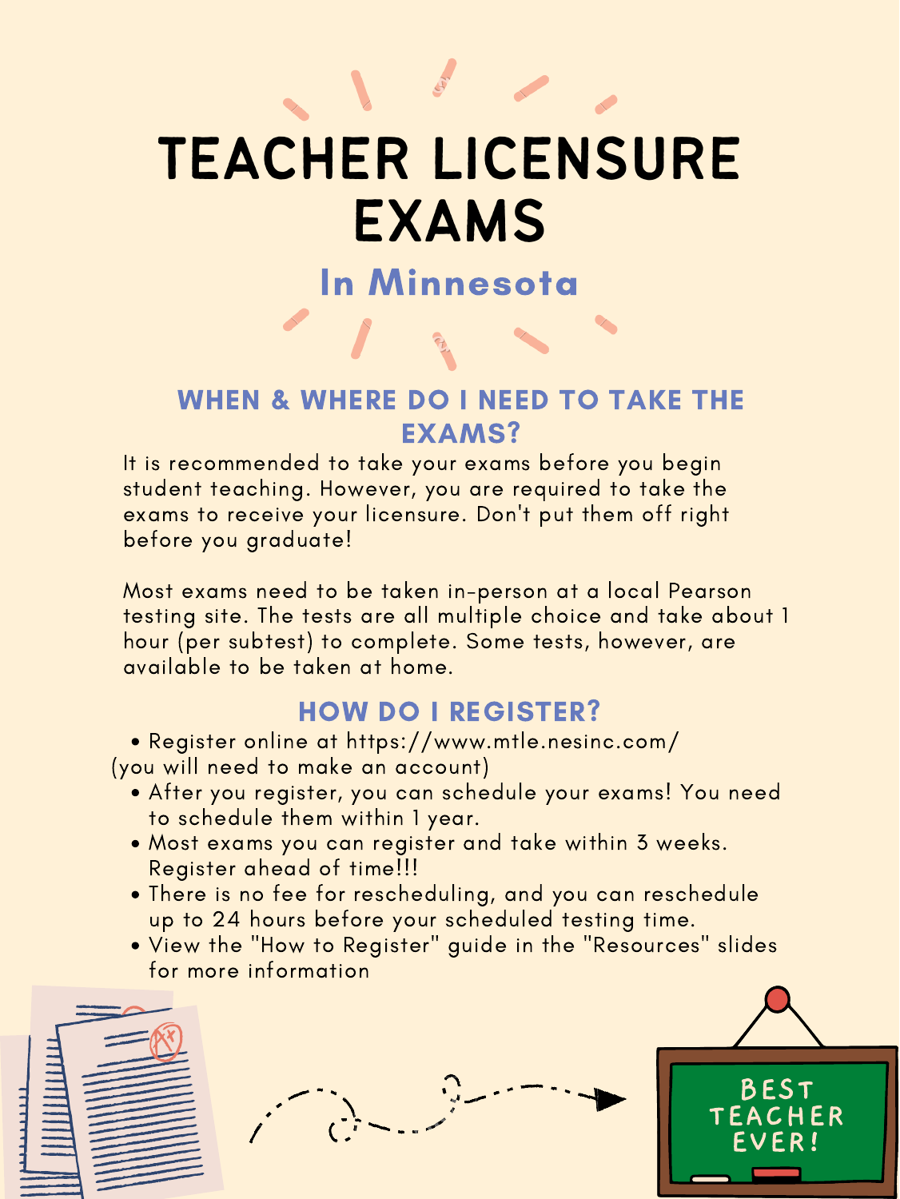# TEACHER LICENSURE EXAMS

## In Minnesota

### WHEN & WHERE DO I NEED TO TAKE THE EXAMS?

It is recommended to take your exams before you begin student teaching. However, you are required to take the exams to receive your licensure. Don't put them off right before you graduate!

Most exams need to be taken in-person at a local Pearson testing site. The tests are all multiple choice and take about 1 hour (per subtest) to complete. Some tests, however, are available to be taken at home.

### HOW DO I REGISTER?

- Register online at https://www.mtle.nesinc.com/ (you will need to make an account)
- After you register, you can schedule your exams! You need to schedule them within 1 year.
- Most exams you can register and take within 3 weeks. Register ahead of time!!!
- There is no fee for rescheduling, and you can reschedule up to 24 hours before your scheduled testing time.
- View the "How to Register" guide in the "Resources" slides for more information

BEST TEACHER EVER!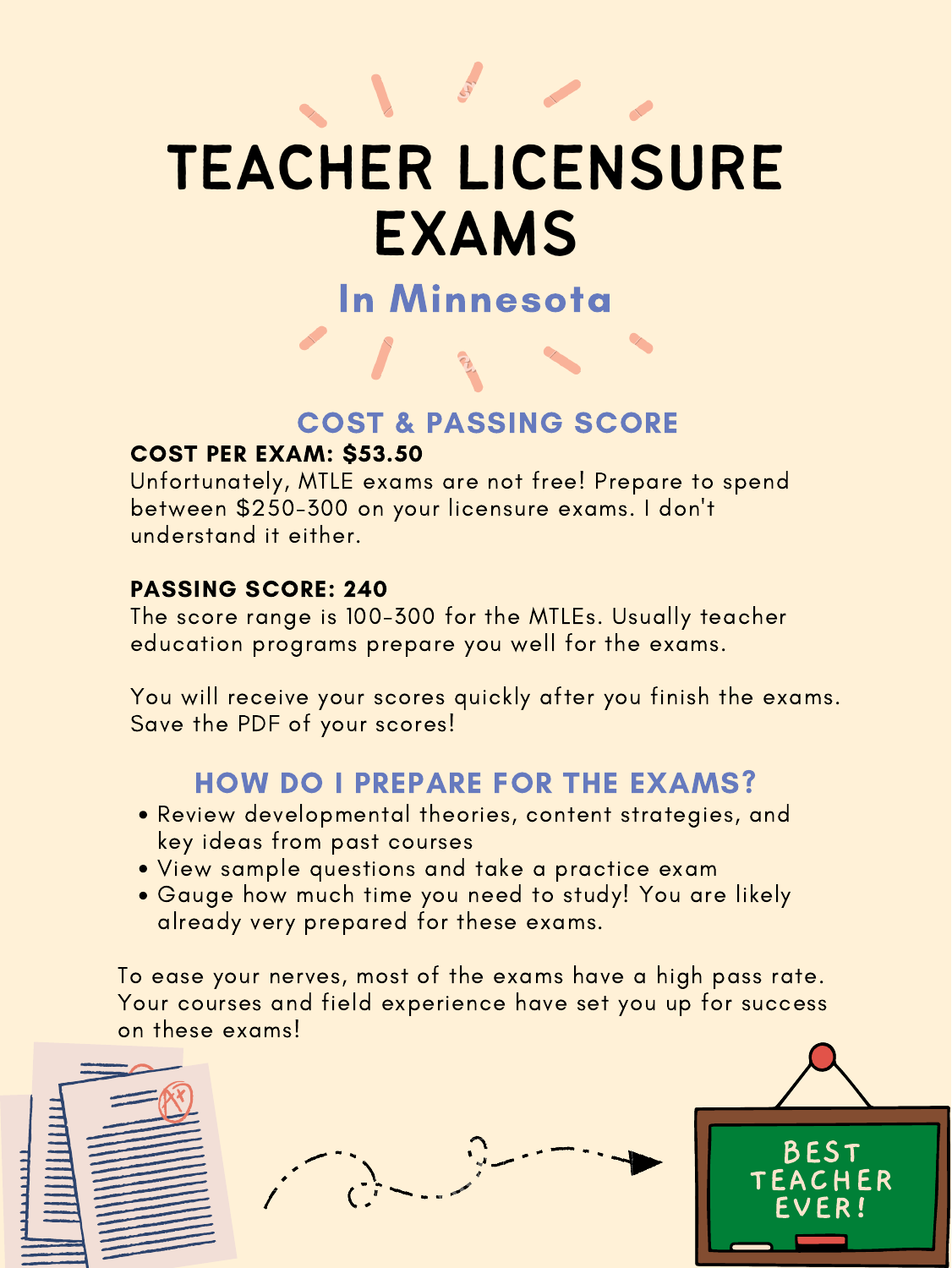# TEACHER LICENSURE EXAMS

## In Minnesota

### COST & PASSING SCORE

**COST PER EXAM: $53.50**

Unfortunately, MTLE exams are not free! Prepare to spend between $250-300 on your licensure exams. I don't understand it either.

**PASSING SCORE: 240**

The score range is 100-300 for the MTLEs. Usually teacher education programs prepare you well for the exams.

You will receive your scores quickly after you finish the exams. Save the PDF of your scores!

### HOW DO I PREPARE FOR THE EXAMS?

- Review developmental theories, content strategies, and key ideas from past courses
- View sample questions and take a practice exam
- Gauge how much time you need to study! You are likely already very prepared for these exams.

To ease your nerves, most of the exams have a high pass rate. Your courses and field experience have set you up for success on these exams!

BEST TEACHER EVER!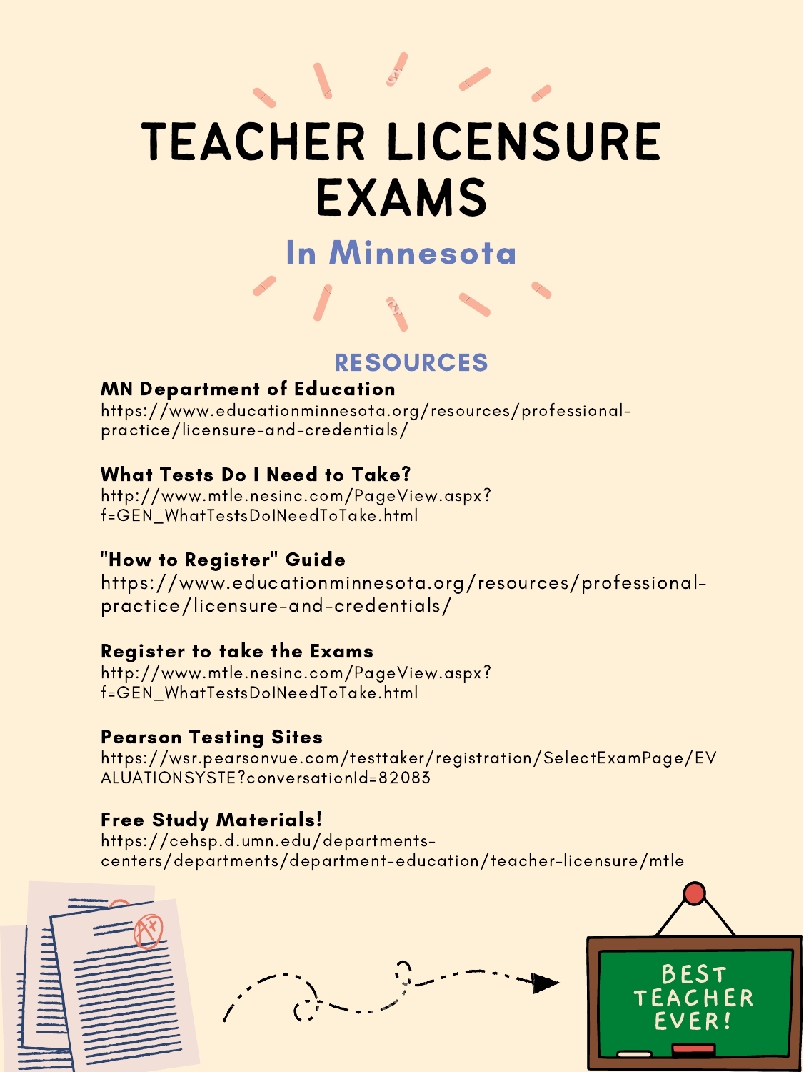# TEACHER LICENSURE EXAMS

## In Minnesota

### RESOURCES

**MN Department of Education**
https://www.educationminnesota.org/resources/professional-practice/licensure-and-credentials/

**What Tests Do I Need to Take?**
http://www.mtle.nesinc.com/PageView.aspx?f=GEN_WhatTestsDoINeedToTake.html

**"How to Register" Guide**
https://www.educationminnesota.org/resources/professional-practice/licensure-and-credentials/

**Register to take the Exams**
http://www.mtle.nesinc.com/PageView.aspx?f=GEN_WhatTestsDoINeedToTake.html

**Pearson Testing Sites**
https://wsr.pearsonvue.com/testtaker/registration/SelectExamPage/EVALUATIONSYSTE?conversationId=82083

**Free Study Materials!**
https://cehsp.d.umn.edu/departments-centers/departments/department-education/teacher-licensure/mtle

BEST TEACHER EVER!